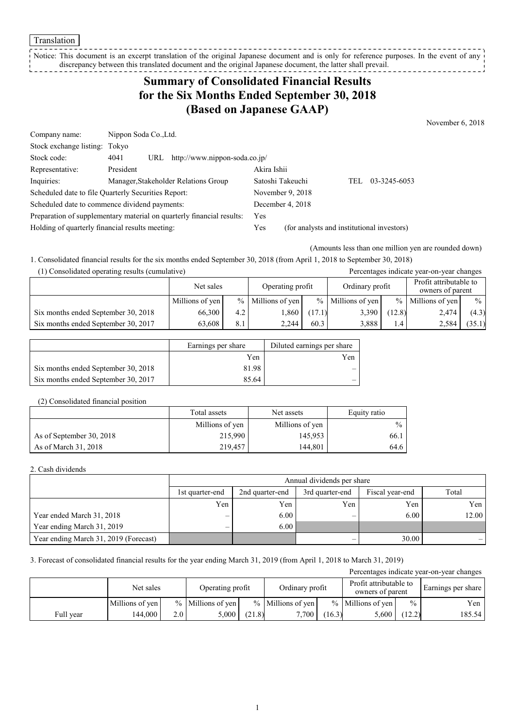Translation

Notice: This document is an excerpt translation of the original Japanese document and is only for reference purposes. In the event of any discrepancy between this translated document and the original Japanese document, the latter shall prevail.

# Summary of Consolidated Financial Results for the Six Months Ended September 30, 2018 (Based on Japanese GAAP)

November 6, 2018

| | | | |
|---|---|---|---|
| Company name: | Nippon Soda Co.,Ltd. | | |
| Stock exchange listing: | Tokyo | | |
| Stock code: | 4041 URL http://www.nippon-soda.co.jp/ | | |
| Representative: | President | Akira Ishii | |
| Inquiries: | Manager,Stakeholder Relations Group | Satoshi Takeuchi | TEL 03-3245-6053 |
| Scheduled date to file Quarterly Securities Report: | | November 9, 2018 | |
| Scheduled date to commence dividend payments: | | December 4, 2018 | |
| Preparation of supplementary material on quarterly financial results: | | Yes | |
| Holding of quarterly financial results meeting: | | Yes | (for analysts and institutional investors) |

(Amounts less than one million yen are rounded down)

1. Consolidated financial results for the six months ended September 30, 2018 (from April 1, 2018 to September 30, 2018)

(1) Consolidated operating results (cumulative)

Percentages indicate year-on-year changes

| | Net sales | | Operating profit | | Ordinary profit | | Profit attributable to owners of parent | |
|---|---|---|---|---|---|---|---|---|
| | Millions of yen | % | Millions of yen | % | Millions of yen | % | Millions of yen | % |
| Six months ended September 30, 2018 | 66,300 | 4.2 | 1,860 | (17.1) | 3,390 | (12.8) | 2,474 | (4.3) |
| Six months ended September 30, 2017 | 63,608 | 8.1 | 2,244 | 60.3 | 3,888 | 1.4 | 2,584 | (35.1) |

| | Earnings per share | Diluted earnings per share |
|---|---|---|
| | Yen | Yen |
| Six months ended September 30, 2018 | 81.98 | – |
| Six months ended September 30, 2017 | 85.64 | – |

(2) Consolidated financial position

| | Total assets | Net assets | Equity ratio |
|---|---|---|---|
| | Millions of yen | Millions of yen | % |
| As of September 30, 2018 | 215,990 | 145,953 | 66.1 |
| As of March 31, 2018 | 219,457 | 144,801 | 64.6 |

2. Cash dividends

| | Annual dividends per share | | | | |
|---|---|---|---|---|---|
| | 1st quarter-end | 2nd quarter-end | 3rd quarter-end | Fiscal year-end | Total |
| | Yen | Yen | Yen | Yen | Yen |
| Year ended March 31, 2018 | – | 6.00 | – | 6.00 | 12.00 |
| Year ending March 31, 2019 | – | 6.00 | | | |
| Year ending March 31, 2019 (Forecast) | | | – | 30.00 | – |

3. Forecast of consolidated financial results for the year ending March 31, 2019 (from April 1, 2018 to March 31, 2019)

Percentages indicate year-on-year changes

| | Net sales | | Operating profit | | Ordinary profit | | Profit attributable to owners of parent | | Earnings per share |
|---|---|---|---|---|---|---|---|---|---|
| | Millions of yen | % | Millions of yen | % | Millions of yen | % | Millions of yen | % | Yen |
| Full year | 144,000 | 2.0 | 5,000 | (21.8) | 7,700 | (16.3) | 5,600 | (12.2) | 185.54 |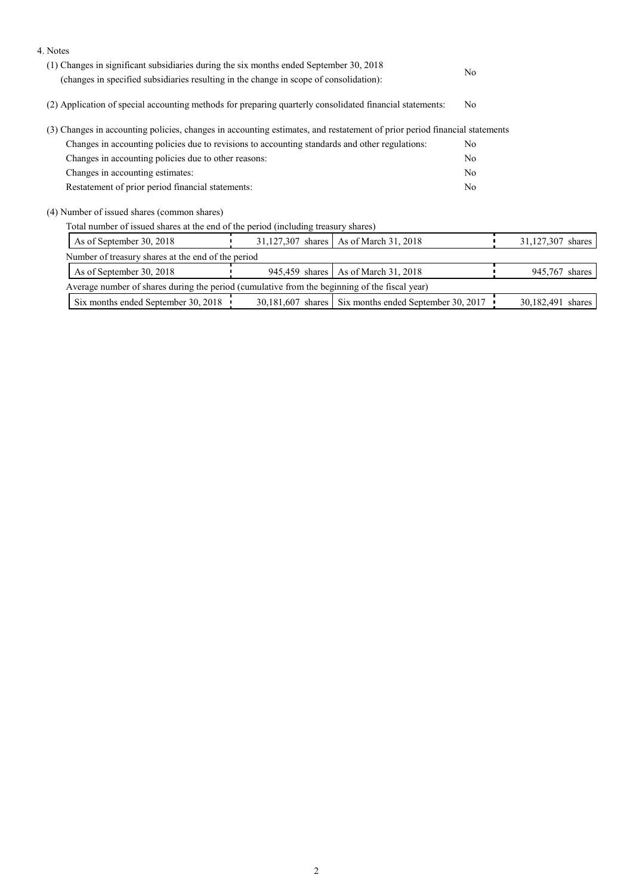4. Notes

(1) Changes in significant subsidiaries during the six months ended September 30, 2018 (changes in specified subsidiaries resulting in the change in scope of consolidation): No

(2) Application of special accounting methods for preparing quarterly consolidated financial statements: No

(3) Changes in accounting policies, changes in accounting estimates, and restatement of prior period financial statements

| | |
|---|---|
| Changes in accounting policies due to revisions to accounting standards and other regulations: | No |
| Changes in accounting policies due to other reasons: | No |
| Changes in accounting estimates: | No |
| Restatement of prior period financial statements: | No |

(4) Number of issued shares (common shares)

Total number of issued shares at the end of the period (including treasury shares)

| | | | |
|---|---|---|---|
| As of September 30, 2018 | 31,127,307 shares | As of March 31, 2018 | 31,127,307 shares |

Number of treasury shares at the end of the period

| | | | |
|---|---|---|---|
| As of September 30, 2018 | 945,459 shares | As of March 31, 2018 | 945,767 shares |

Average number of shares during the period (cumulative from the beginning of the fiscal year)

| | | | |
|---|---|---|---|
| Six months ended September 30, 2018 | 30,181,607 shares | Six months ended September 30, 2017 | 30,182,491 shares |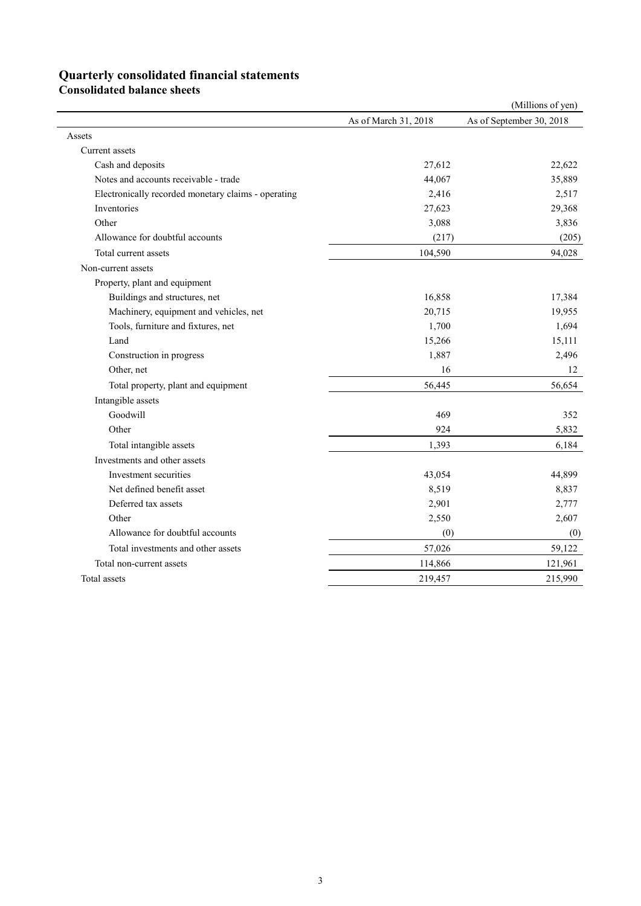# Quarterly consolidated financial statements

## Consolidated balance sheets

(Millions of yen)

| | As of March 31, 2018 | As of September 30, 2018 |
|---|---|---|
| Assets | | |
| Current assets | | |
| Cash and deposits | 27,612 | 22,622 |
| Notes and accounts receivable - trade | 44,067 | 35,889 |
| Electronically recorded monetary claims - operating | 2,416 | 2,517 |
| Inventories | 27,623 | 29,368 |
| Other | 3,088 | 3,836 |
| Allowance for doubtful accounts | (217) | (205) |
| Total current assets | 104,590 | 94,028 |
| Non-current assets | | |
| Property, plant and equipment | | |
| Buildings and structures, net | 16,858 | 17,384 |
| Machinery, equipment and vehicles, net | 20,715 | 19,955 |
| Tools, furniture and fixtures, net | 1,700 | 1,694 |
| Land | 15,266 | 15,111 |
| Construction in progress | 1,887 | 2,496 |
| Other, net | 16 | 12 |
| Total property, plant and equipment | 56,445 | 56,654 |
| Intangible assets | | |
| Goodwill | 469 | 352 |
| Other | 924 | 5,832 |
| Total intangible assets | 1,393 | 6,184 |
| Investments and other assets | | |
| Investment securities | 43,054 | 44,899 |
| Net defined benefit asset | 8,519 | 8,837 |
| Deferred tax assets | 2,901 | 2,777 |
| Other | 2,550 | 2,607 |
| Allowance for doubtful accounts | (0) | (0) |
| Total investments and other assets | 57,026 | 59,122 |
| Total non-current assets | 114,866 | 121,961 |
| Total assets | 219,457 | 215,990 |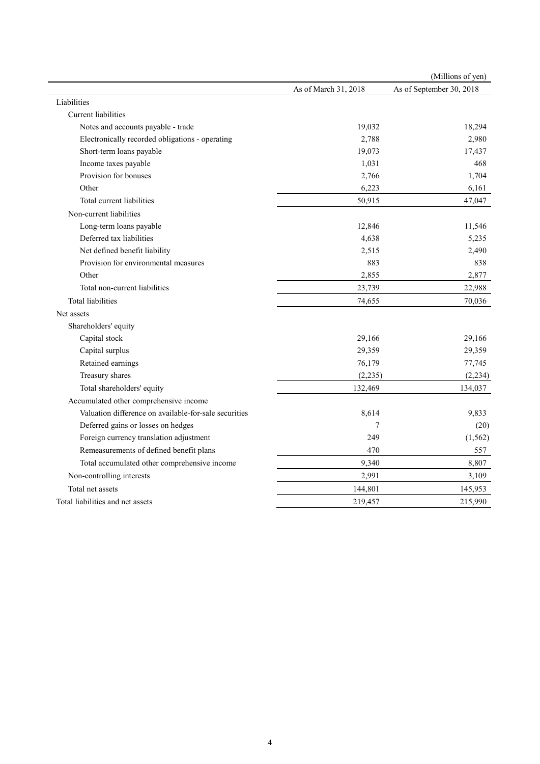(Millions of yen)

| | As of March 31, 2018 | As of September 30, 2018 |
|---|---|---|
| Liabilities | | |
| Current liabilities | | |
| Notes and accounts payable - trade | 19,032 | 18,294 |
| Electronically recorded obligations - operating | 2,788 | 2,980 |
| Short-term loans payable | 19,073 | 17,437 |
| Income taxes payable | 1,031 | 468 |
| Provision for bonuses | 2,766 | 1,704 |
| Other | 6,223 | 6,161 |
| Total current liabilities | 50,915 | 47,047 |
| Non-current liabilities | | |
| Long-term loans payable | 12,846 | 11,546 |
| Deferred tax liabilities | 4,638 | 5,235 |
| Net defined benefit liability | 2,515 | 2,490 |
| Provision for environmental measures | 883 | 838 |
| Other | 2,855 | 2,877 |
| Total non-current liabilities | 23,739 | 22,988 |
| Total liabilities | 74,655 | 70,036 |
| Net assets | | |
| Shareholders' equity | | |
| Capital stock | 29,166 | 29,166 |
| Capital surplus | 29,359 | 29,359 |
| Retained earnings | 76,179 | 77,745 |
| Treasury shares | (2,235) | (2,234) |
| Total shareholders' equity | 132,469 | 134,037 |
| Accumulated other comprehensive income | | |
| Valuation difference on available-for-sale securities | 8,614 | 9,833 |
| Deferred gains or losses on hedges | 7 | (20) |
| Foreign currency translation adjustment | 249 | (1,562) |
| Remeasurements of defined benefit plans | 470 | 557 |
| Total accumulated other comprehensive income | 9,340 | 8,807 |
| Non-controlling interests | 2,991 | 3,109 |
| Total net assets | 144,801 | 145,953 |
| Total liabilities and net assets | 219,457 | 215,990 |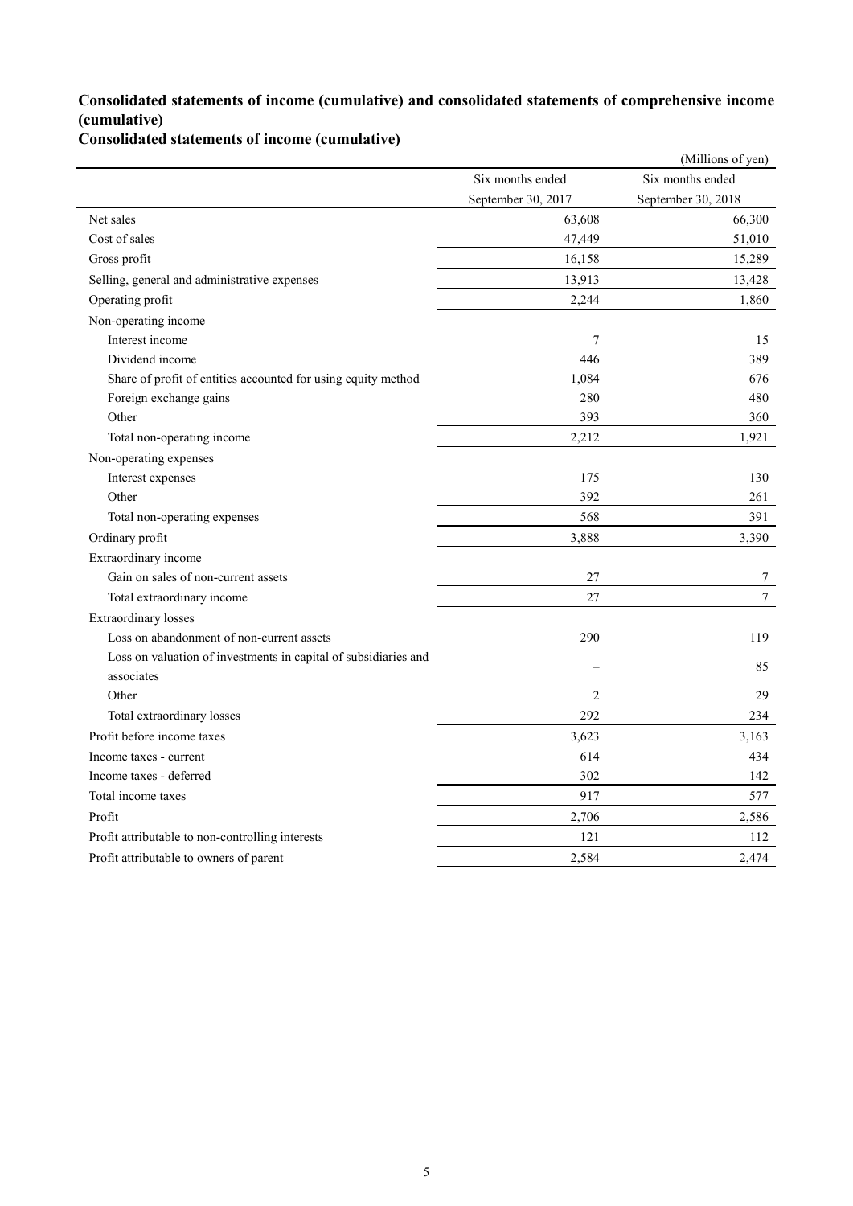## Consolidated statements of income (cumulative) and consolidated statements of comprehensive income (cumulative)

### Consolidated statements of income (cumulative)

(Millions of yen)

| | Six months ended September 30, 2017 | Six months ended September 30, 2018 |
|---|---|---|
| Net sales | 63,608 | 66,300 |
| Cost of sales | 47,449 | 51,010 |
| Gross profit | 16,158 | 15,289 |
| Selling, general and administrative expenses | 13,913 | 13,428 |
| Operating profit | 2,244 | 1,860 |
| Non-operating income | | |
| Interest income | 7 | 15 |
| Dividend income | 446 | 389 |
| Share of profit of entities accounted for using equity method | 1,084 | 676 |
| Foreign exchange gains | 280 | 480 |
| Other | 393 | 360 |
| Total non-operating income | 2,212 | 1,921 |
| Non-operating expenses | | |
| Interest expenses | 175 | 130 |
| Other | 392 | 261 |
| Total non-operating expenses | 568 | 391 |
| Ordinary profit | 3,888 | 3,390 |
| Extraordinary income | | |
| Gain on sales of non-current assets | 27 | 7 |
| Total extraordinary income | 27 | 7 |
| Extraordinary losses | | |
| Loss on abandonment of non-current assets | 290 | 119 |
| Loss on valuation of investments in capital of subsidiaries and associates | – | 85 |
| Other | 2 | 29 |
| Total extraordinary losses | 292 | 234 |
| Profit before income taxes | 3,623 | 3,163 |
| Income taxes - current | 614 | 434 |
| Income taxes - deferred | 302 | 142 |
| Total income taxes | 917 | 577 |
| Profit | 2,706 | 2,586 |
| Profit attributable to non-controlling interests | 121 | 112 |
| Profit attributable to owners of parent | 2,584 | 2,474 |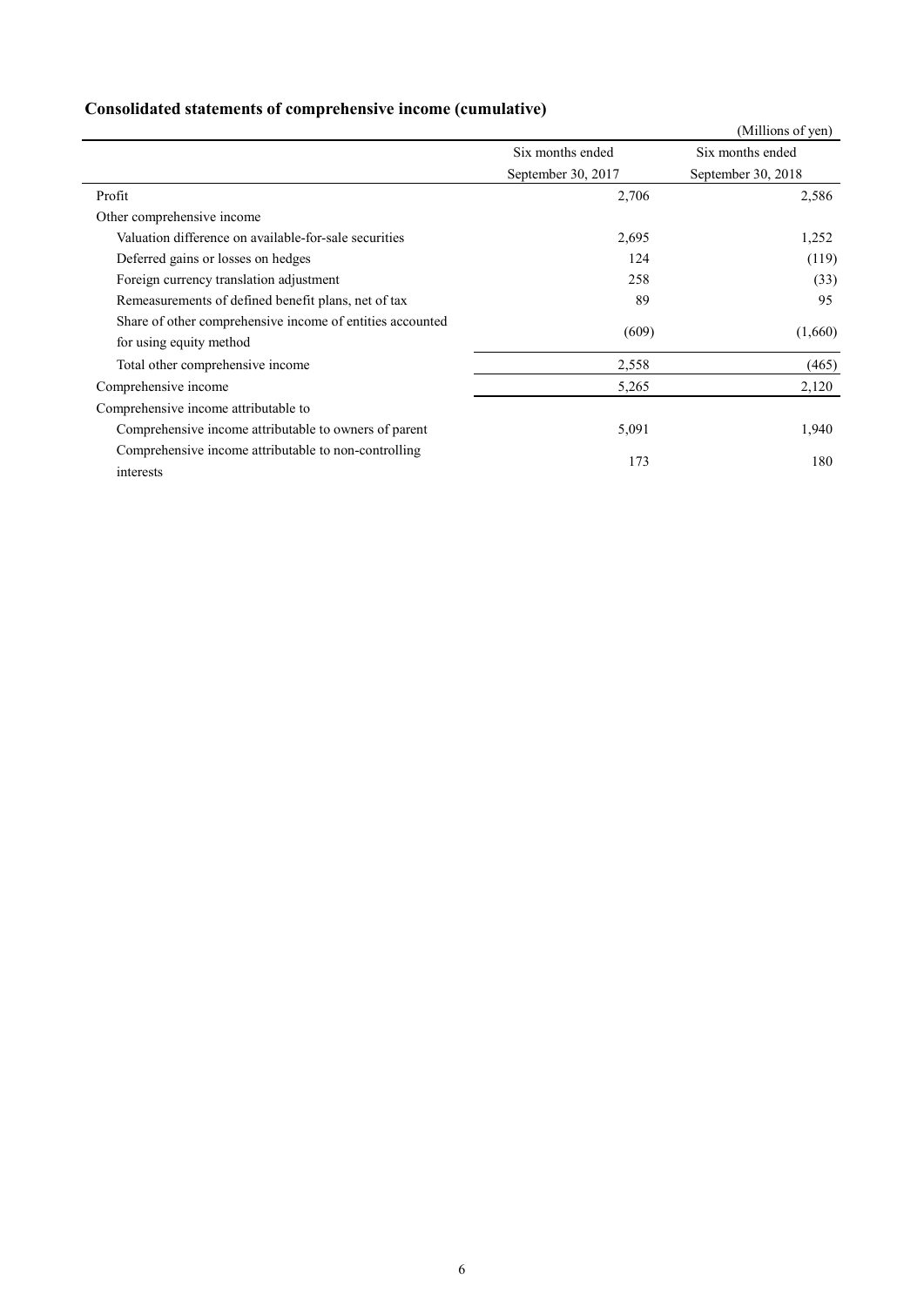## Consolidated statements of comprehensive income (cumulative)

(Millions of yen)

| | Six months ended September 30, 2017 | Six months ended September 30, 2018 |
|---|---|---|
| Profit | 2,706 | 2,586 |
| Other comprehensive income | | |
| Valuation difference on available-for-sale securities | 2,695 | 1,252 |
| Deferred gains or losses on hedges | 124 | (119) |
| Foreign currency translation adjustment | 258 | (33) |
| Remeasurements of defined benefit plans, net of tax | 89 | 95 |
| Share of other comprehensive income of entities accounted for using equity method | (609) | (1,660) |
| Total other comprehensive income | 2,558 | (465) |
| Comprehensive income | 5,265 | 2,120 |
| Comprehensive income attributable to | | |
| Comprehensive income attributable to owners of parent | 5,091 | 1,940 |
| Comprehensive income attributable to non-controlling interests | 173 | 180 |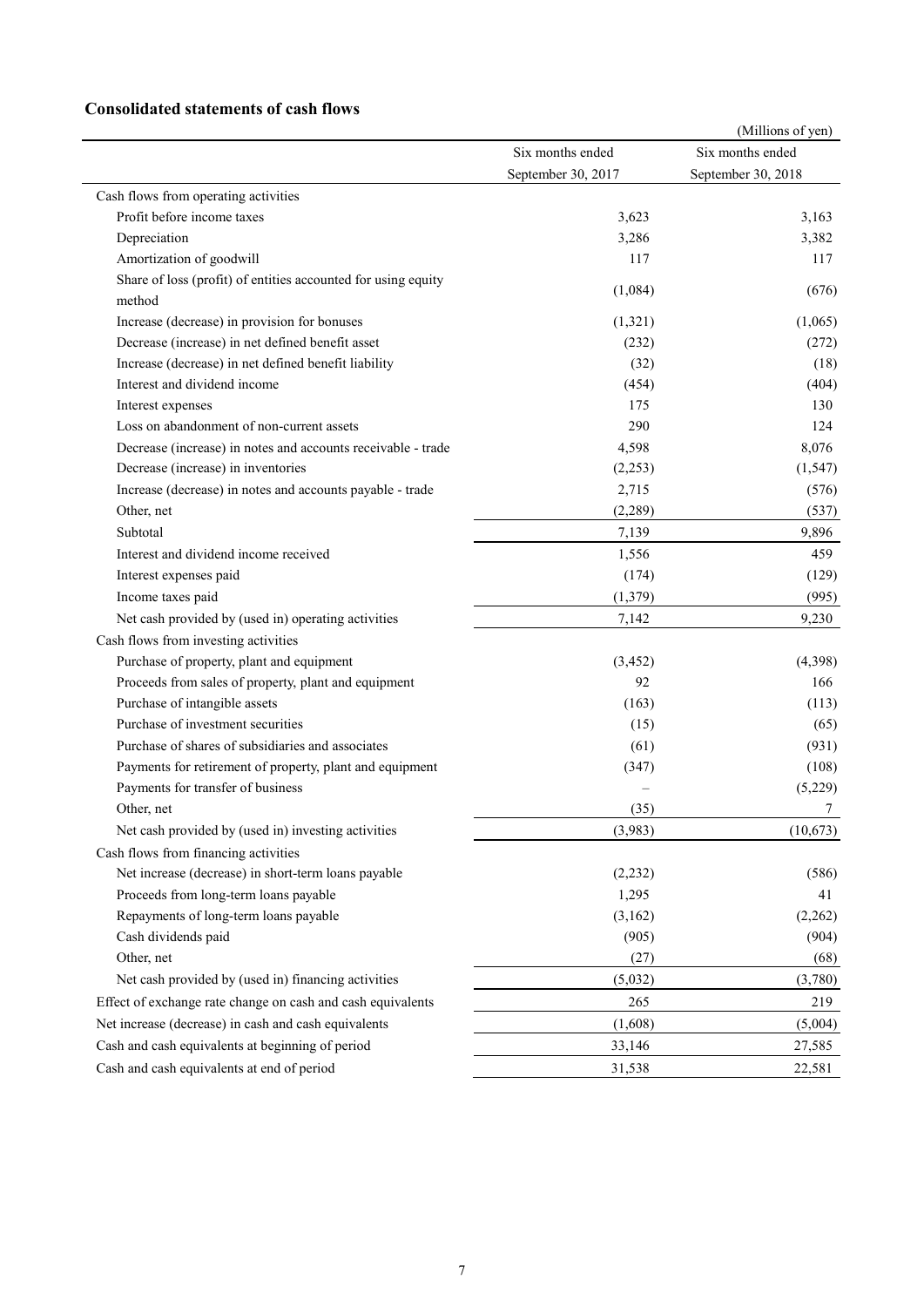## Consolidated statements of cash flows

(Millions of yen)

| | Six months ended September 30, 2017 | Six months ended September 30, 2018 |
|---|---|---|
| Cash flows from operating activities | | |
| Profit before income taxes | 3,623 | 3,163 |
| Depreciation | 3,286 | 3,382 |
| Amortization of goodwill | 117 | 117 |
| Share of loss (profit) of entities accounted for using equity method | (1,084) | (676) |
| Increase (decrease) in provision for bonuses | (1,321) | (1,065) |
| Decrease (increase) in net defined benefit asset | (232) | (272) |
| Increase (decrease) in net defined benefit liability | (32) | (18) |
| Interest and dividend income | (454) | (404) |
| Interest expenses | 175 | 130 |
| Loss on abandonment of non-current assets | 290 | 124 |
| Decrease (increase) in notes and accounts receivable - trade | 4,598 | 8,076 |
| Decrease (increase) in inventories | (2,253) | (1,547) |
| Increase (decrease) in notes and accounts payable - trade | 2,715 | (576) |
| Other, net | (2,289) | (537) |
| Subtotal | 7,139 | 9,896 |
| Interest and dividend income received | 1,556 | 459 |
| Interest expenses paid | (174) | (129) |
| Income taxes paid | (1,379) | (995) |
| Net cash provided by (used in) operating activities | 7,142 | 9,230 |
| Cash flows from investing activities | | |
| Purchase of property, plant and equipment | (3,452) | (4,398) |
| Proceeds from sales of property, plant and equipment | 92 | 166 |
| Purchase of intangible assets | (163) | (113) |
| Purchase of investment securities | (15) | (65) |
| Purchase of shares of subsidiaries and associates | (61) | (931) |
| Payments for retirement of property, plant and equipment | (347) | (108) |
| Payments for transfer of business | – | (5,229) |
| Other, net | (35) | 7 |
| Net cash provided by (used in) investing activities | (3,983) | (10,673) |
| Cash flows from financing activities | | |
| Net increase (decrease) in short-term loans payable | (2,232) | (586) |
| Proceeds from long-term loans payable | 1,295 | 41 |
| Repayments of long-term loans payable | (3,162) | (2,262) |
| Cash dividends paid | (905) | (904) |
| Other, net | (27) | (68) |
| Net cash provided by (used in) financing activities | (5,032) | (3,780) |
| Effect of exchange rate change on cash and cash equivalents | 265 | 219 |
| Net increase (decrease) in cash and cash equivalents | (1,608) | (5,004) |
| Cash and cash equivalents at beginning of period | 33,146 | 27,585 |
| Cash and cash equivalents at end of period | 31,538 | 22,581 |